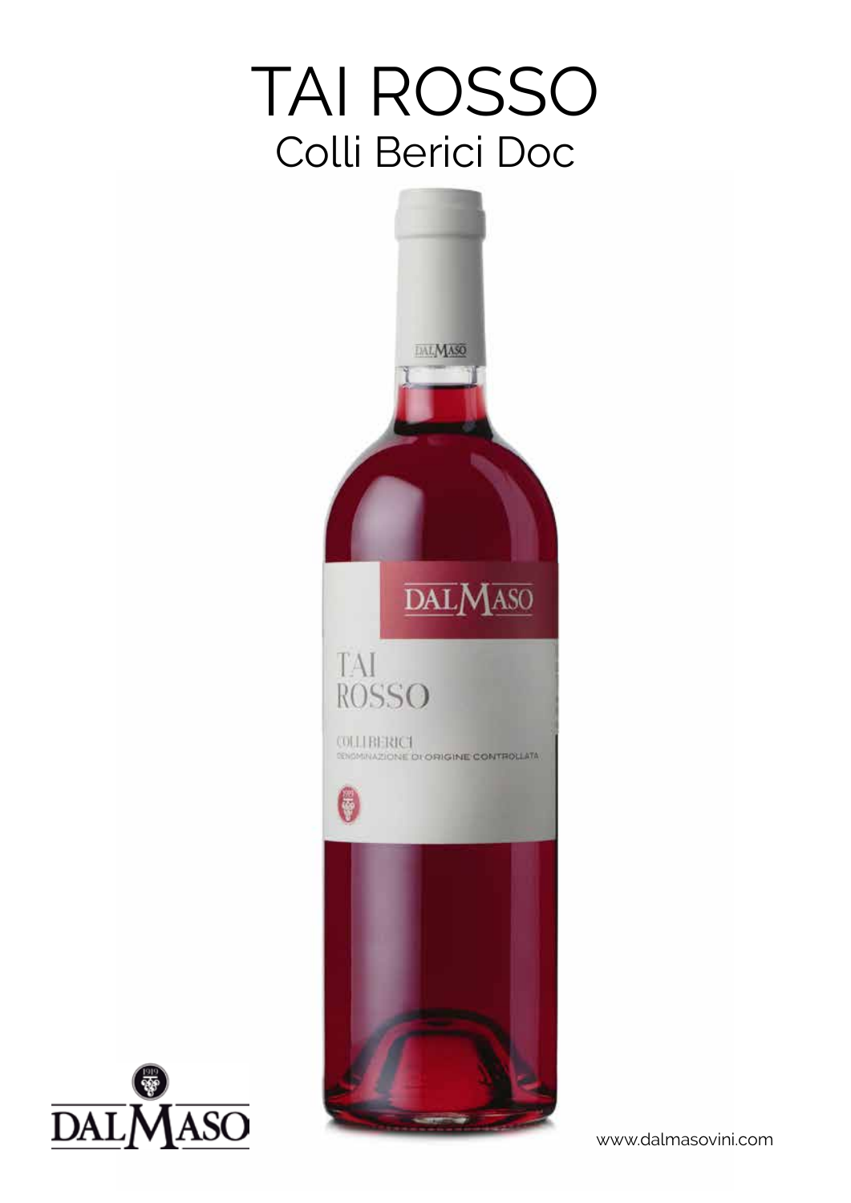# TAI ROSSO
## Colli Berici Doc

www.dalmasovini.com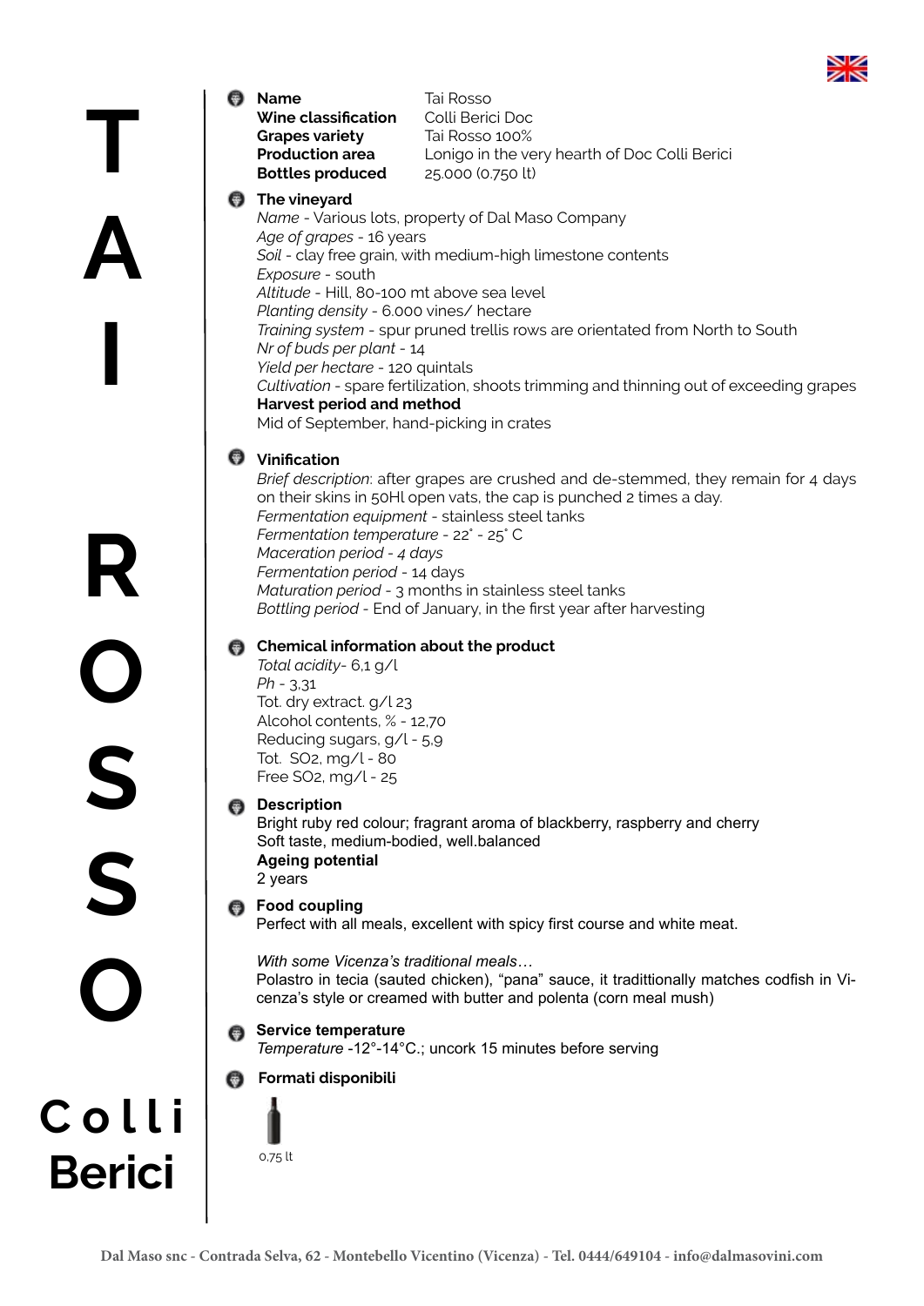# TAI ROSSO

**Colli Berici**

| | |
|---|---|
| **Name** | Tai Rosso |
| **Wine classification** | Colli Berici Doc |
| **Grapes variety** | Tai Rosso 100% |
| **Production area** | Lonigo in the very hearth of Doc Colli Berici |
| **Bottles produced** | 25.000 (0.750 lt) |

**The vineyard**

*Name* - Various lots, property of Dal Maso Company
*Age of grapes* - 16 years
*Soil* - clay free grain, with medium-high limestone contents
*Exposure* - south
*Altitude* - Hill, 80-100 mt above sea level
*Planting density* - 6.000 vines/ hectare
*Training system* - spur pruned trellis rows are orientated from North to South
*Nr of buds per plant* - 14
*Yield per hectare* - 120 quintals
*Cultivation* - spare fertilization, shoots trimming and thinning out of exceeding grapes

**Harvest period and method**
Mid of September, hand-picking in crates

**Vinification**

*Brief description*: after grapes are crushed and de-stemmed, they remain for 4 days on their skins in 50Hl open vats, the cap is punched 2 times a day.
*Fermentation equipment* - stainless steel tanks
*Fermentation temperature* - 22˚ - 25˚ C
*Maceration period - 4 days*
*Fermentation period* - 14 days
*Maturation period* - 3 months in stainless steel tanks
*Bottling period* - End of January, in the first year after harvesting

**Chemical information about the product**

*Total acidity*- 6,1 g/l
*Ph* - 3,31
Tot. dry extract. g/l 23
Alcohol contents, % - 12,70
Reducing sugars, g/l - 5,9
Tot. $SO_2$, mg/l - 80
Free $SO_2$, mg/l - 25

**Description**
Bright ruby red colour; fragrant aroma of blackberry, raspberry and cherry
Soft taste, medium-bodied, well.balanced

**Ageing potential**
2 years

**Food coupling**
Perfect with all meals, excellent with spicy first course and white meat.

*With some Vicenza's traditional meals…*
Polastro in tecia (sauted chicken), "pana" sauce, it tradittionally matches codfish in Vicenza's style or creamed with butter and polenta (corn meal mush)

**Service temperature**
*Temperature* -12°-14°C.; uncork 15 minutes before serving

**Formati disponibili**

0,75 lt

Dal Maso snc - Contrada Selva, 62 - Montebello Vicentino (Vicenza) - Tel. 0444/649104 - info@dalmasovini.com